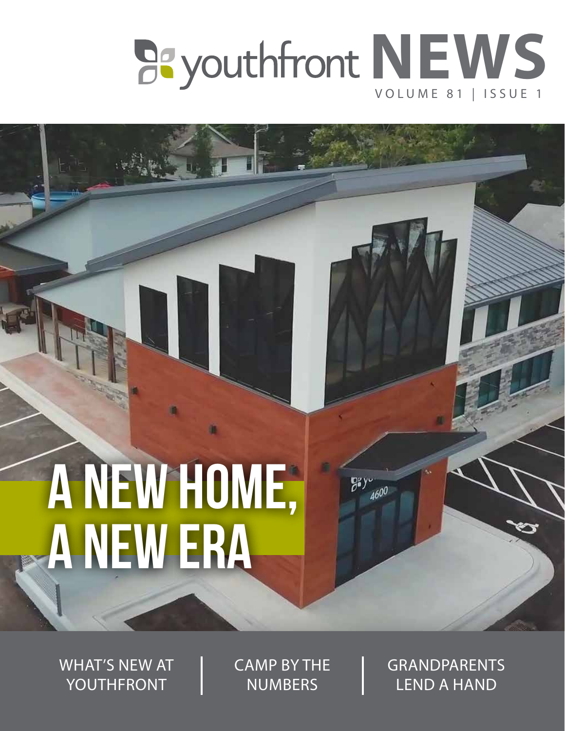# youthfront NEWS

VOLUME 81 | ISSUE 1

# A NEW HOME, A NEW ERA

WHAT'S NEW AT YOUTHFRONT | CAMP BY THE NUMBERS | GRANDPARENTS LEND A HAND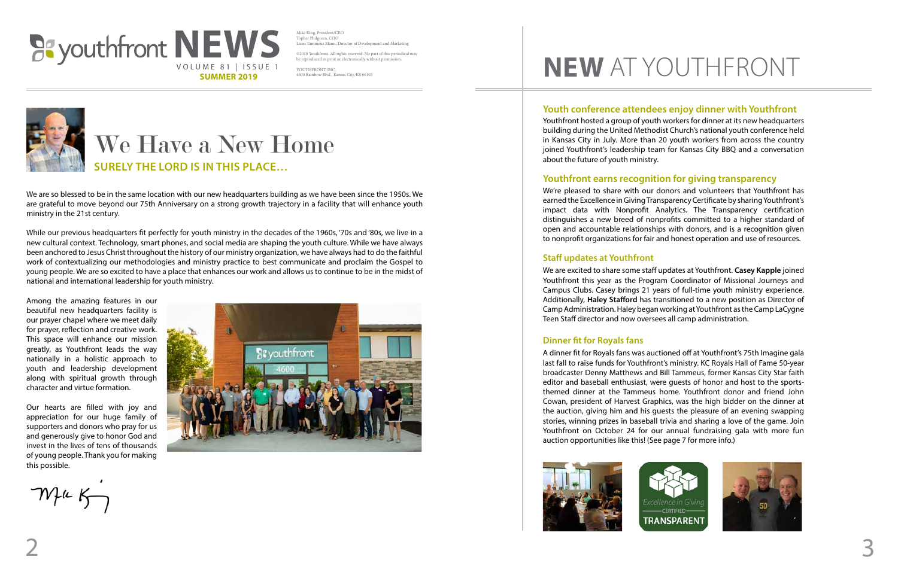# youthfront NEWS

VOLUME 81 | ISSUE 1

**SUMMER 2019**

Mike King, President/CEO
Topher Philgreen, COO
Lisen Tammeus Mann, Director of Development and Marketing

©2018 Youthfront. All rights reserved. No part of this periodical may be reproduced in print or electronically without permission.

YOUTHFRONT, INC.
4600 Rainbow Blvd., Kansas City, KS 66103

## We Have a New Home

### SURELY THE LORD IS IN THIS PLACE…

We are so blessed to be in the same location with our new headquarters building as we have been since the 1950s. We are grateful to move beyond our 75th Anniversary on a strong growth trajectory in a facility that will enhance youth ministry in the 21st century.

While our previous headquarters fit perfectly for youth ministry in the decades of the 1960s, '70s and '80s, we live in a new cultural context. Technology, smart phones, and social media are shaping the youth culture. While we have always been anchored to Jesus Christ throughout the history of our ministry organization, we have always had to do the faithful work of contextualizing our methodologies and ministry practice to best communicate and proclaim the Gospel to young people. We are so excited to have a place that enhances our work and allows us to continue to be in the midst of national and international leadership for youth ministry.

Among the amazing features in our beautiful new headquarters facility is our prayer chapel where we meet daily for prayer, reflection and creative work. This space will enhance our mission greatly, as Youthfront leads the way nationally in a holistic approach to youth and leadership development along with spiritual growth through character and virtue formation.

Our hearts are filled with joy and appreciation for our huge family of supporters and donors who pray for us and generously give to honor God and invest in the lives of tens of thousands of young people. Thank you for making this possible.

Mike King

# NEW AT YOUTHFRONT

### Youth conference attendees enjoy dinner with Youthfront

Youthfront hosted a group of youth workers for dinner at its new headquarters building during the United Methodist Church's national youth conference held in Kansas City in July. More than 20 youth workers from across the country joined Youthfront's leadership team for Kansas City BBQ and a conversation about the future of youth ministry.

### Youthfront earns recognition for giving transparency

We're pleased to share with our donors and volunteers that Youthfront has earned the Excellence in Giving Transparency Certificate by sharing Youthfront's impact data with Nonprofit Analytics. The Transparency certification distinguishes a new breed of nonprofits committed to a higher standard of open and accountable relationships with donors, and is a recognition given to nonprofit organizations for fair and honest operation and use of resources.

### Staff updates at Youthfront

We are excited to share some staff updates at Youthfront. **Casey Kapple** joined Youthfront this year as the Program Coordinator of Missional Journeys and Campus Clubs. Casey brings 21 years of full-time youth ministry experience. Additionally, **Haley Stafford** has transitioned to a new position as Director of Camp Administration. Haley began working at Youthfront as the Camp LaCygne Teen Staff director and now oversees all camp administration.

### Dinner fit for Royals fans

A dinner fit for Royals fans was auctioned off at Youthfront's 75th Imagine gala last fall to raise funds for Youthfront's ministry. KC Royals Hall of Fame 50-year broadcaster Denny Matthews and Bill Tammeus, former Kansas City Star faith editor and baseball enthusiast, were guests of honor and host to the sports-themed dinner at the Tammeus home. Youthfront donor and friend John Cowan, president of Harvest Graphics, was the high bidder on the dinner at the auction, giving him and his guests the pleasure of an evening swapping stories, winning prizes in baseball trivia and sharing a love of the game. Join Youthfront on October 24 for our annual fundraising gala with more fun auction opportunities like this! (See page 7 for more info.)

Excellence in Giving — CERTIFIED — TRANSPARENT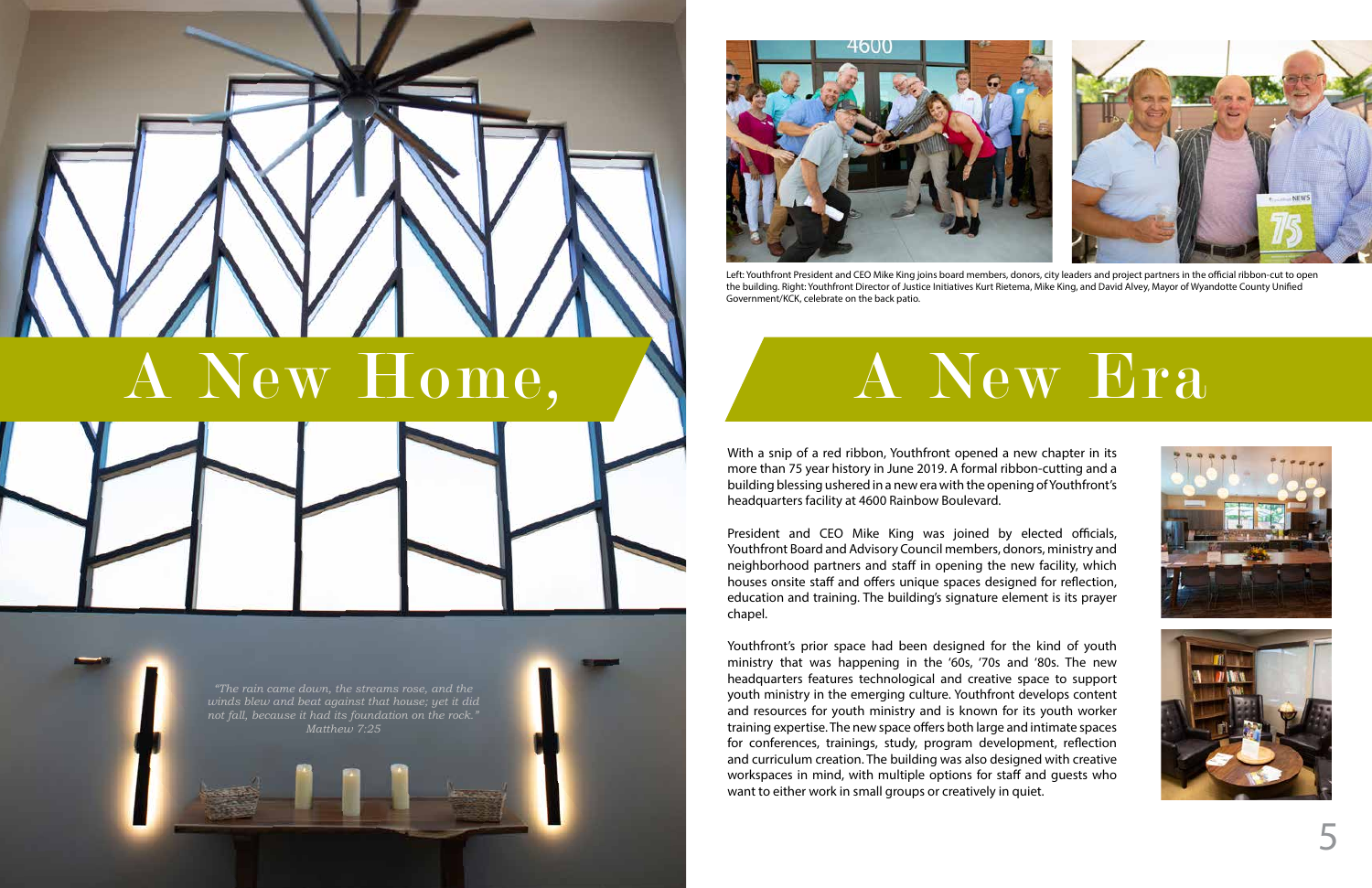# A New Home, A New Era

Left: Youthfront President and CEO Mike King joins board members, donors, city leaders and project partners in the official ribbon-cut to open the building. Right: Youthfront Director of Justice Initiatives Kurt Rietema, Mike King, and David Alvey, Mayor of Wyandotte County Unified Government/KCK, celebrate on the back patio.

*"The rain came down, the streams rose, and the winds blew and beat against that house; yet it did not fall, because it had its foundation on the rock." Matthew 7:25*

With a snip of a red ribbon, Youthfront opened a new chapter in its more than 75 year history in June 2019. A formal ribbon-cutting and a building blessing ushered in a new era with the opening of Youthfront's headquarters facility at 4600 Rainbow Boulevard.

President and CEO Mike King was joined by elected officials, Youthfront Board and Advisory Council members, donors, ministry and neighborhood partners and staff in opening the new facility, which houses onsite staff and offers unique spaces designed for reflection, education and training. The building's signature element is its prayer chapel.

Youthfront's prior space had been designed for the kind of youth ministry that was happening in the '60s, '70s and '80s. The new headquarters features technological and creative space to support youth ministry in the emerging culture. Youthfront develops content and resources for youth ministry and is known for its youth worker training expertise. The new space offers both large and intimate spaces for conferences, trainings, study, program development, reflection and curriculum creation. The building was also designed with creative workspaces in mind, with multiple options for staff and guests who want to either work in small groups or creatively in quiet.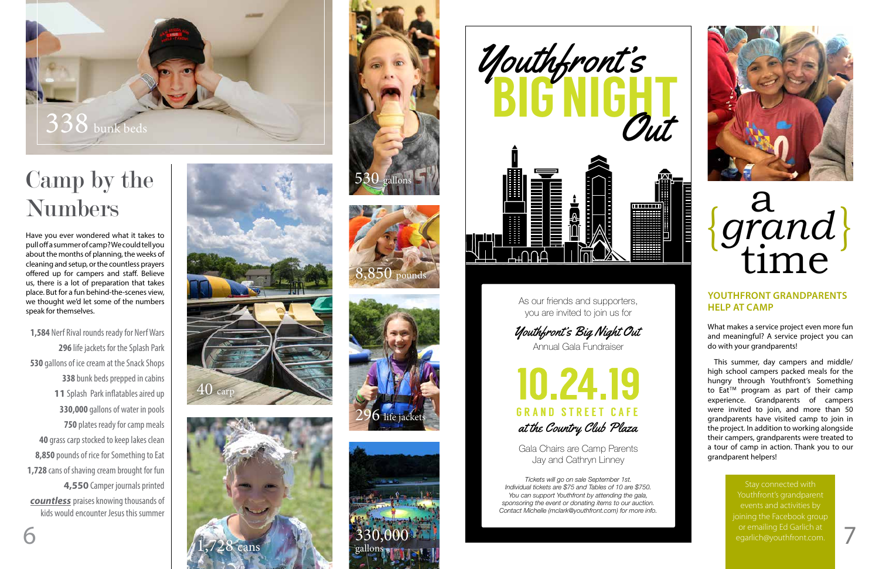338 bunk beds

# Camp by the Numbers

Have you ever wondered what it takes to pull off a summer of camp? We could tell you about the months of planning, the weeks of cleaning and setup, or the countless prayers offered up for campers and staff. Believe us, there is a lot of preparation that takes place. But for a fun behind-the-scenes view, we thought we'd let some of the numbers speak for themselves.

**1,584** Nerf Rival rounds ready for Nerf Wars
**296** life jackets for the Splash Park
**530** gallons of ice cream at the Snack Shops
**338** bunk beds prepped in cabins
**11** Splash Park inflatables aired up
**330,000** gallons of water in pools
**750** plates ready for camp meals
**40** grass carp stocked to keep lakes clean
**8,850** pounds of rice for Something to Eat
**1,728** cans of shaving cream brought for fun
**4,550** Camper journals printed
***countless*** praises knowing thousands of kids would encounter Jesus this summer

40 carp

1,728 cans

530 gallons

8,850 pounds

296 life jackets

330,000 gallons

# Youthfront's BIG NIGHT Out

As our friends and supporters, you are invited to join us for

*Youthfront's Big Night Out*

Annual Gala Fundraiser

## 10.24.19

**GRAND STREET CAFE**

*at the Country Club Plaza*

Gala Chairs are Camp Parents Jay and Cathryn Linney

*Tickets will go on sale September 1st. Individual tickets are $75 and Tables of 10 are $750. You can support Youthfront by attending the gala, sponsoring the event or donating items to our auction. Contact Michelle (mclark@youthfront.com) for more info.*

# a {grand} time

## YOUTHFRONT GRANDPARENTS HELP AT CAMP

What makes a service project even more fun and meaningful? A service project you can do with your grandparents!

This summer, day campers and middle/high school campers packed meals for the hungry through Youthfront's Something to Eat™ program as part of their camp experience. Grandparents of campers were invited to join, and more than 50 grandparents have visited camp to join in the project. In addition to working alongside their campers, grandparents were treated to a tour of camp in action. Thank you to our grandparent helpers!

Stay connected with Youthfront's grandparent events and activities by joining the Facebook group or emailing Ed Garlich at egarlich@youthfront.com.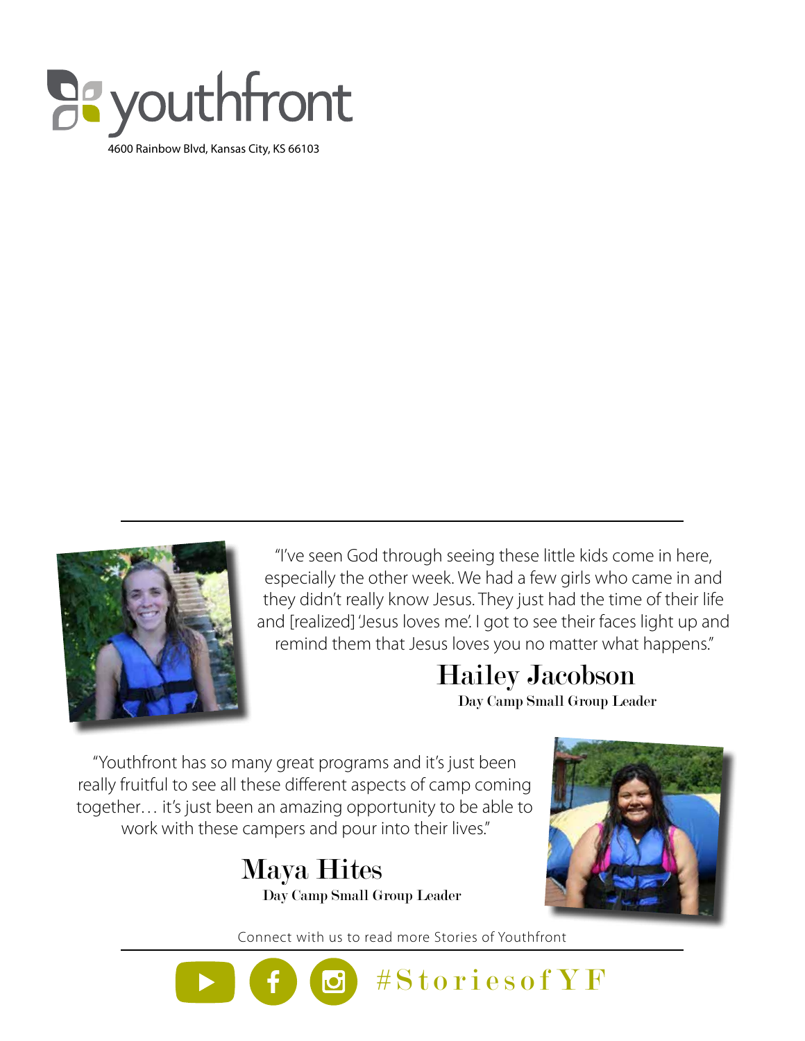youthfront

4600 Rainbow Blvd, Kansas City, KS 66103

"I've seen God through seeing these little kids come in here, especially the other week. We had a few girls who came in and they didn't really know Jesus. They just had the time of their life and [realized] 'Jesus loves me'. I got to see their faces light up and remind them that Jesus loves you no matter what happens."

**Hailey Jacobson**
Day Camp Small Group Leader

"Youthfront has so many great programs and it's just been really fruitful to see all these different aspects of camp coming together… it's just been an amazing opportunity to be able to work with these campers and pour into their lives."

**Maya Hites**
Day Camp Small Group Leader

Connect with us to read more Stories of Youthfront

#StoriesofYF